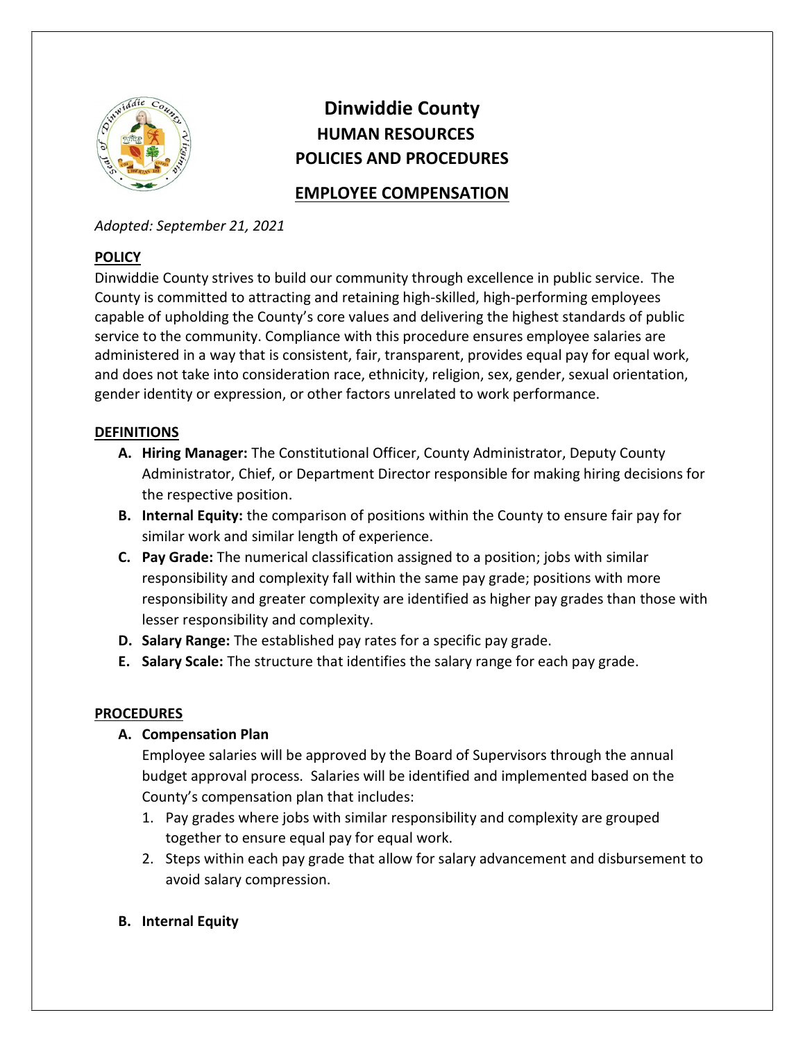# Dinwiddie County

## HUMAN RESOURCES POLICIES AND PROCEDURES

## EMPLOYEE COMPENSATION

*Adopted: September 21, 2021*

**POLICY**

Dinwiddie County strives to build our community through excellence in public service. The County is committed to attracting and retaining high-skilled, high-performing employees capable of upholding the County's core values and delivering the highest standards of public service to the community. Compliance with this procedure ensures employee salaries are administered in a way that is consistent, fair, transparent, provides equal pay for equal work, and does not take into consideration race, ethnicity, religion, sex, gender, sexual orientation, gender identity or expression, or other factors unrelated to work performance.

**DEFINITIONS**

A. **Hiring Manager:** The Constitutional Officer, County Administrator, Deputy County Administrator, Chief, or Department Director responsible for making hiring decisions for the respective position.
B. **Internal Equity:** the comparison of positions within the County to ensure fair pay for similar work and similar length of experience.
C. **Pay Grade:** The numerical classification assigned to a position; jobs with similar responsibility and complexity fall within the same pay grade; positions with more responsibility and greater complexity are identified as higher pay grades than those with lesser responsibility and complexity.
D. **Salary Range:** The established pay rates for a specific pay grade.
E. **Salary Scale:** The structure that identifies the salary range for each pay grade.

**PROCEDURES**

A. **Compensation Plan**

   Employee salaries will be approved by the Board of Supervisors through the annual budget approval process. Salaries will be identified and implemented based on the County's compensation plan that includes:

   1. Pay grades where jobs with similar responsibility and complexity are grouped together to ensure equal pay for equal work.
   2. Steps within each pay grade that allow for salary advancement and disbursement to avoid salary compression.

B. **Internal Equity**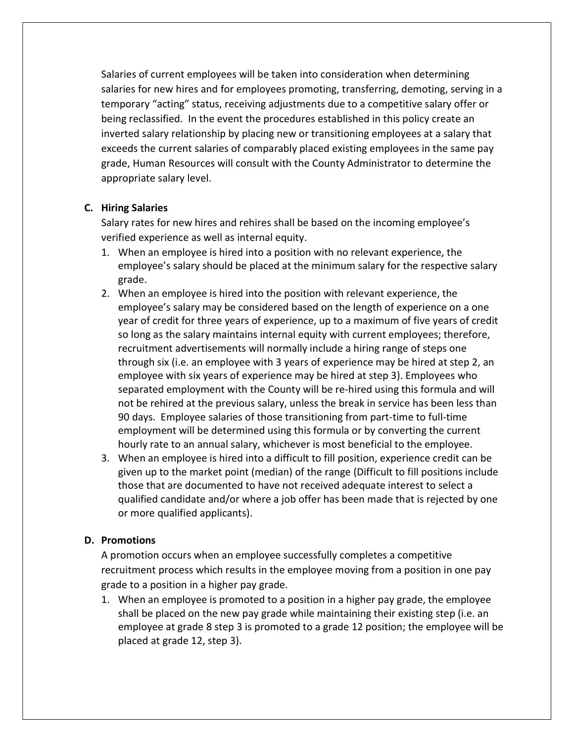Salaries of current employees will be taken into consideration when determining salaries for new hires and for employees promoting, transferring, demoting, serving in a temporary "acting" status, receiving adjustments due to a competitive salary offer or being reclassified. In the event the procedures established in this policy create an inverted salary relationship by placing new or transitioning employees at a salary that exceeds the current salaries of comparably placed existing employees in the same pay grade, Human Resources will consult with the County Administrator to determine the appropriate salary level.

**C. Hiring Salaries**

Salary rates for new hires and rehires shall be based on the incoming employee's verified experience as well as internal equity.

1. When an employee is hired into a position with no relevant experience, the employee's salary should be placed at the minimum salary for the respective salary grade.
2. When an employee is hired into the position with relevant experience, the employee's salary may be considered based on the length of experience on a one year of credit for three years of experience, up to a maximum of five years of credit so long as the salary maintains internal equity with current employees; therefore, recruitment advertisements will normally include a hiring range of steps one through six (i.e. an employee with 3 years of experience may be hired at step 2, an employee with six years of experience may be hired at step 3). Employees who separated employment with the County will be re-hired using this formula and will not be rehired at the previous salary, unless the break in service has been less than 90 days. Employee salaries of those transitioning from part-time to full-time employment will be determined using this formula or by converting the current hourly rate to an annual salary, whichever is most beneficial to the employee.
3. When an employee is hired into a difficult to fill position, experience credit can be given up to the market point (median) of the range (Difficult to fill positions include those that are documented to have not received adequate interest to select a qualified candidate and/or where a job offer has been made that is rejected by one or more qualified applicants).

**D. Promotions**

A promotion occurs when an employee successfully completes a competitive recruitment process which results in the employee moving from a position in one pay grade to a position in a higher pay grade.

1. When an employee is promoted to a position in a higher pay grade, the employee shall be placed on the new pay grade while maintaining their existing step (i.e. an employee at grade 8 step 3 is promoted to a grade 12 position; the employee will be placed at grade 12, step 3).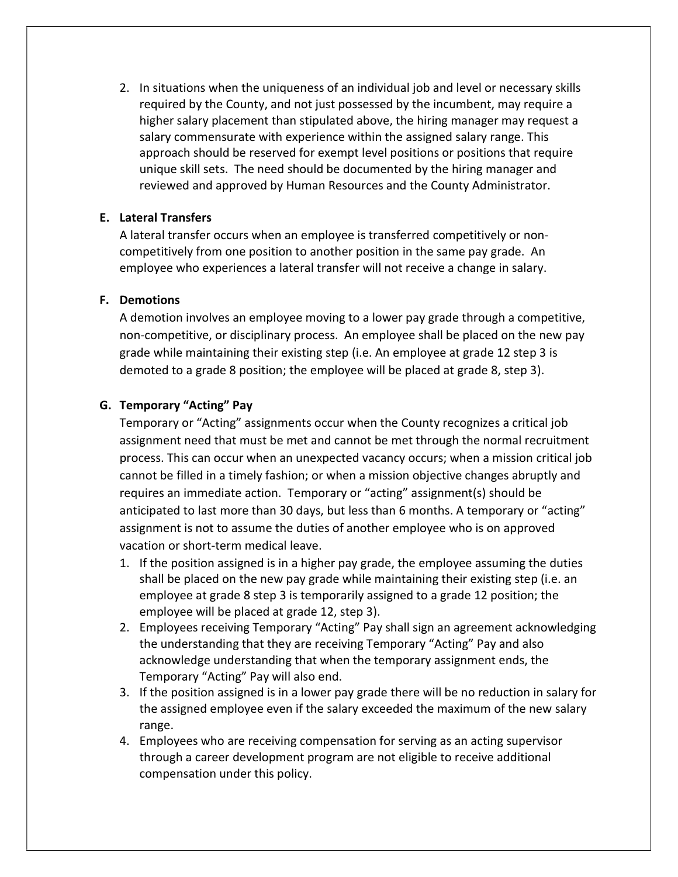2. In situations when the uniqueness of an individual job and level or necessary skills required by the County, and not just possessed by the incumbent, may require a higher salary placement than stipulated above, the hiring manager may request a salary commensurate with experience within the assigned salary range. This approach should be reserved for exempt level positions or positions that require unique skill sets. The need should be documented by the hiring manager and reviewed and approved by Human Resources and the County Administrator.

**E. Lateral Transfers**

A lateral transfer occurs when an employee is transferred competitively or non-competitively from one position to another position in the same pay grade. An employee who experiences a lateral transfer will not receive a change in salary.

**F. Demotions**

A demotion involves an employee moving to a lower pay grade through a competitive, non-competitive, or disciplinary process. An employee shall be placed on the new pay grade while maintaining their existing step (i.e. An employee at grade 12 step 3 is demoted to a grade 8 position; the employee will be placed at grade 8, step 3).

**G. Temporary "Acting" Pay**

Temporary or "Acting" assignments occur when the County recognizes a critical job assignment need that must be met and cannot be met through the normal recruitment process. This can occur when an unexpected vacancy occurs; when a mission critical job cannot be filled in a timely fashion; or when a mission objective changes abruptly and requires an immediate action. Temporary or "acting" assignment(s) should be anticipated to last more than 30 days, but less than 6 months. A temporary or "acting" assignment is not to assume the duties of another employee who is on approved vacation or short-term medical leave.

1. If the position assigned is in a higher pay grade, the employee assuming the duties shall be placed on the new pay grade while maintaining their existing step (i.e. an employee at grade 8 step 3 is temporarily assigned to a grade 12 position; the employee will be placed at grade 12, step 3).
2. Employees receiving Temporary "Acting" Pay shall sign an agreement acknowledging the understanding that they are receiving Temporary "Acting" Pay and also acknowledge understanding that when the temporary assignment ends, the Temporary "Acting" Pay will also end.
3. If the position assigned is in a lower pay grade there will be no reduction in salary for the assigned employee even if the salary exceeded the maximum of the new salary range.
4. Employees who are receiving compensation for serving as an acting supervisor through a career development program are not eligible to receive additional compensation under this policy.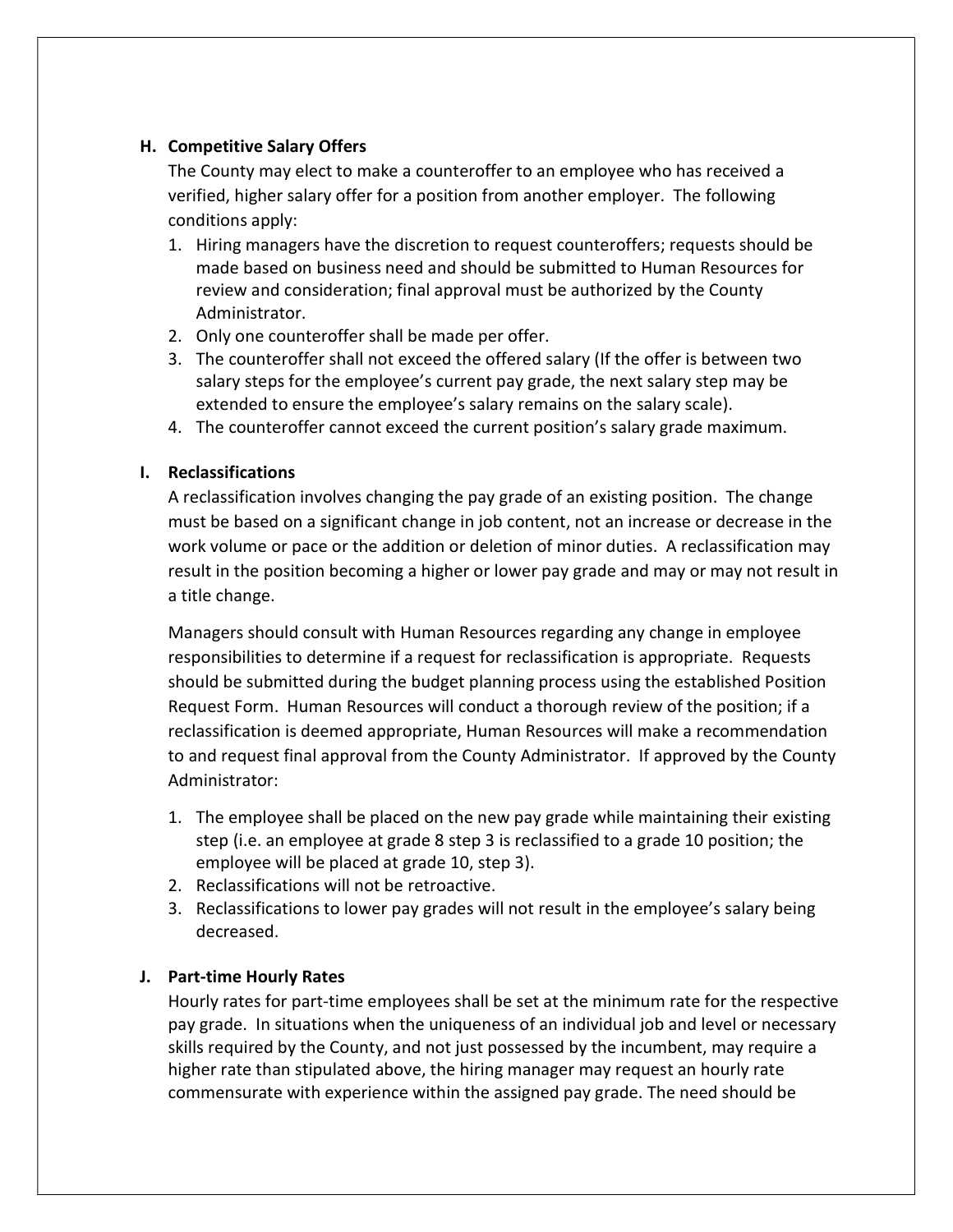### H. Competitive Salary Offers

The County may elect to make a counteroffer to an employee who has received a verified, higher salary offer for a position from another employer. The following conditions apply:

1. Hiring managers have the discretion to request counteroffers; requests should be made based on business need and should be submitted to Human Resources for review and consideration; final approval must be authorized by the County Administrator.
2. Only one counteroffer shall be made per offer.
3. The counteroffer shall not exceed the offered salary (If the offer is between two salary steps for the employee's current pay grade, the next salary step may be extended to ensure the employee's salary remains on the salary scale).
4. The counteroffer cannot exceed the current position's salary grade maximum.

### I. Reclassifications

A reclassification involves changing the pay grade of an existing position. The change must be based on a significant change in job content, not an increase or decrease in the work volume or pace or the addition or deletion of minor duties. A reclassification may result in the position becoming a higher or lower pay grade and may or may not result in a title change.

Managers should consult with Human Resources regarding any change in employee responsibilities to determine if a request for reclassification is appropriate. Requests should be submitted during the budget planning process using the established Position Request Form. Human Resources will conduct a thorough review of the position; if a reclassification is deemed appropriate, Human Resources will make a recommendation to and request final approval from the County Administrator. If approved by the County Administrator:

1. The employee shall be placed on the new pay grade while maintaining their existing step (i.e. an employee at grade 8 step 3 is reclassified to a grade 10 position; the employee will be placed at grade 10, step 3).
2. Reclassifications will not be retroactive.
3. Reclassifications to lower pay grades will not result in the employee's salary being decreased.

### J. Part-time Hourly Rates

Hourly rates for part-time employees shall be set at the minimum rate for the respective pay grade. In situations when the uniqueness of an individual job and level or necessary skills required by the County, and not just possessed by the incumbent, may require a higher rate than stipulated above, the hiring manager may request an hourly rate commensurate with experience within the assigned pay grade. The need should be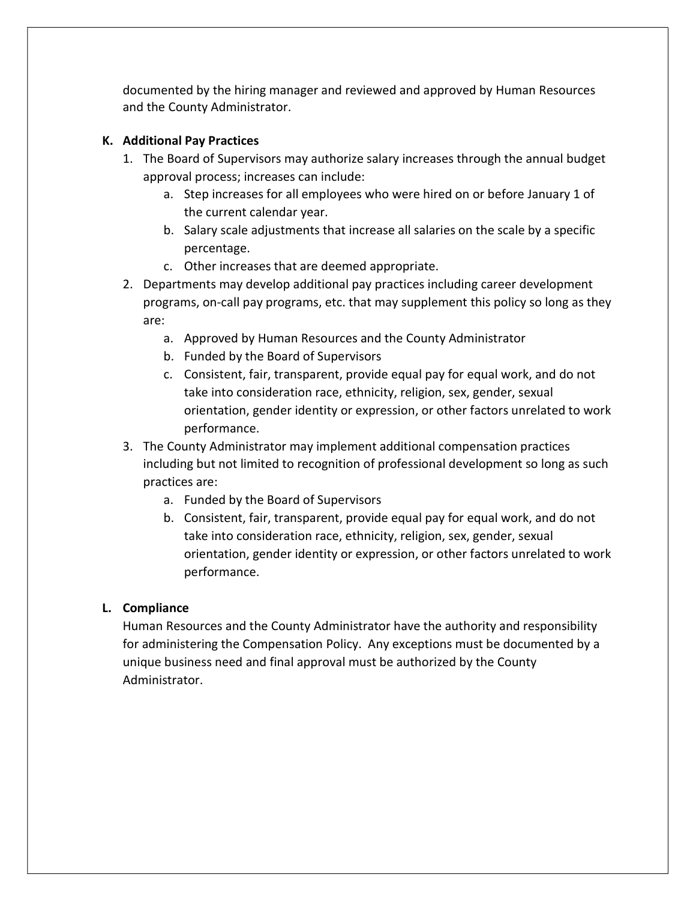documented by the hiring manager and reviewed and approved by Human Resources and the County Administrator.

**K. Additional Pay Practices**

1. The Board of Supervisors may authorize salary increases through the annual budget approval process; increases can include:
   a. Step increases for all employees who were hired on or before January 1 of the current calendar year.
   b. Salary scale adjustments that increase all salaries on the scale by a specific percentage.
   c. Other increases that are deemed appropriate.
2. Departments may develop additional pay practices including career development programs, on-call pay programs, etc. that may supplement this policy so long as they are:
   a. Approved by Human Resources and the County Administrator
   b. Funded by the Board of Supervisors
   c. Consistent, fair, transparent, provide equal pay for equal work, and do not take into consideration race, ethnicity, religion, sex, gender, sexual orientation, gender identity or expression, or other factors unrelated to work performance.
3. The County Administrator may implement additional compensation practices including but not limited to recognition of professional development so long as such practices are:
   a. Funded by the Board of Supervisors
   b. Consistent, fair, transparent, provide equal pay for equal work, and do not take into consideration race, ethnicity, religion, sex, gender, sexual orientation, gender identity or expression, or other factors unrelated to work performance.

**L. Compliance**

Human Resources and the County Administrator have the authority and responsibility for administering the Compensation Policy. Any exceptions must be documented by a unique business need and final approval must be authorized by the County Administrator.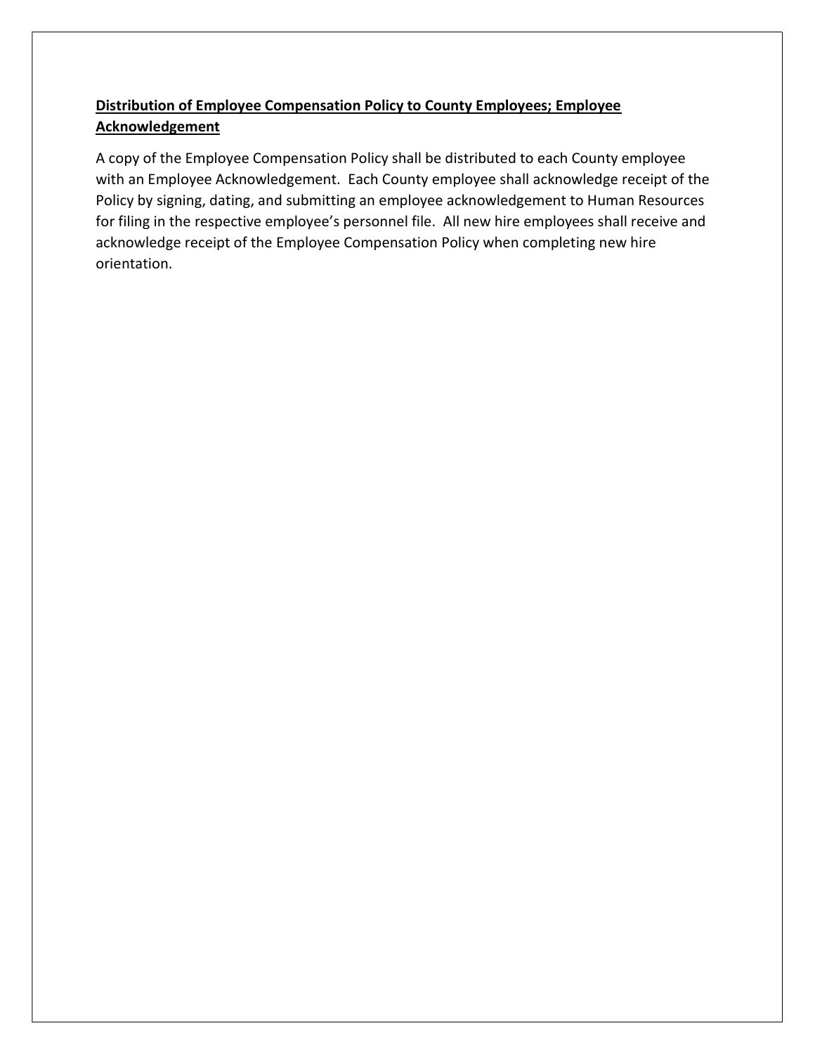**Distribution of Employee Compensation Policy to County Employees; Employee Acknowledgement**

A copy of the Employee Compensation Policy shall be distributed to each County employee with an Employee Acknowledgement. Each County employee shall acknowledge receipt of the Policy by signing, dating, and submitting an employee acknowledgement to Human Resources for filing in the respective employee's personnel file. All new hire employees shall receive and acknowledge receipt of the Employee Compensation Policy when completing new hire orientation.